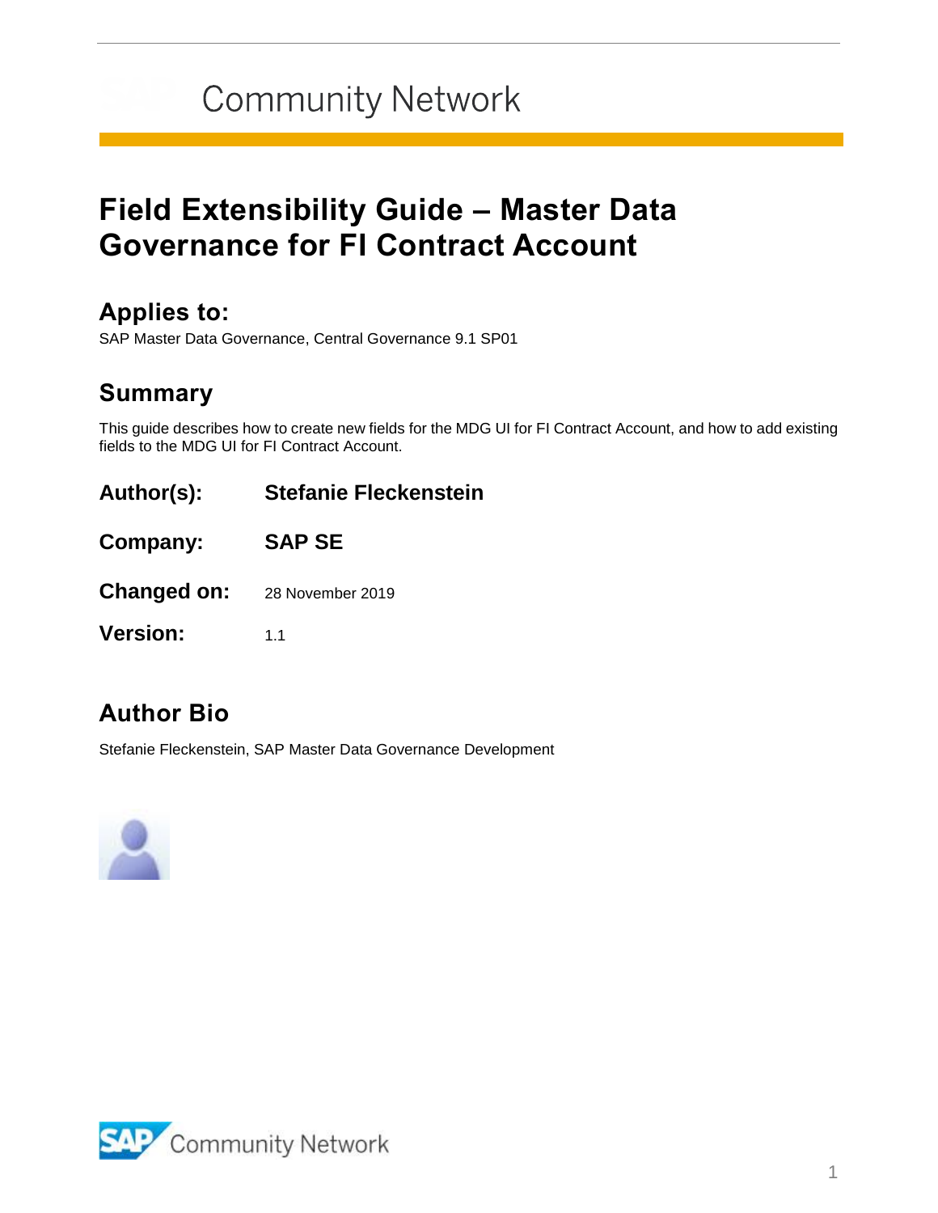# Field Extensibility Guide – Master Data Governance for FI Contract Account

## Applies to:

SAP Master Data Governance, Central Governance 9.1 SP01

## Summary

This guide describes how to create new fields for the MDG UI for FI Contract Account, and how to add existing fields to the MDG UI for FI Contract Account.

**Author(s):** **Stefanie Fleckenstein**

**Company:** **SAP SE**

**Changed on:** 28 November 2019

**Version:** 1.1

## Author Bio

Stefanie Fleckenstein, SAP Master Data Governance Development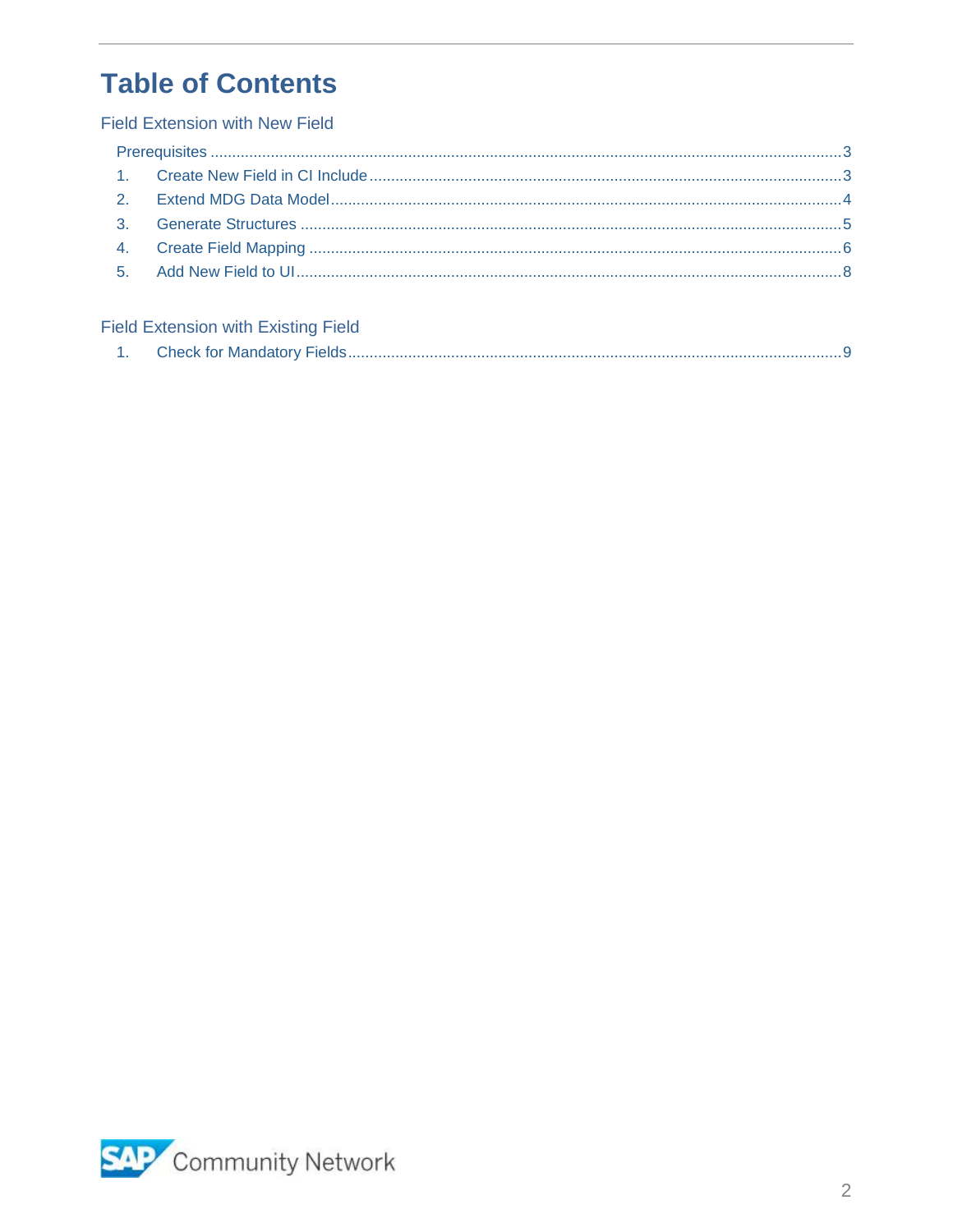# Table of Contents

## Field Extension with New Field

- Prerequisites ... 3
- 1. Create New Field in CI Include ... 3
- 2. Extend MDG Data Model ... 4
- 3. Generate Structures ... 5
- 4. Create Field Mapping ... 6
- 5. Add New Field to UI ... 8

## Field Extension with Existing Field

- 1. Check for Mandatory Fields ... 9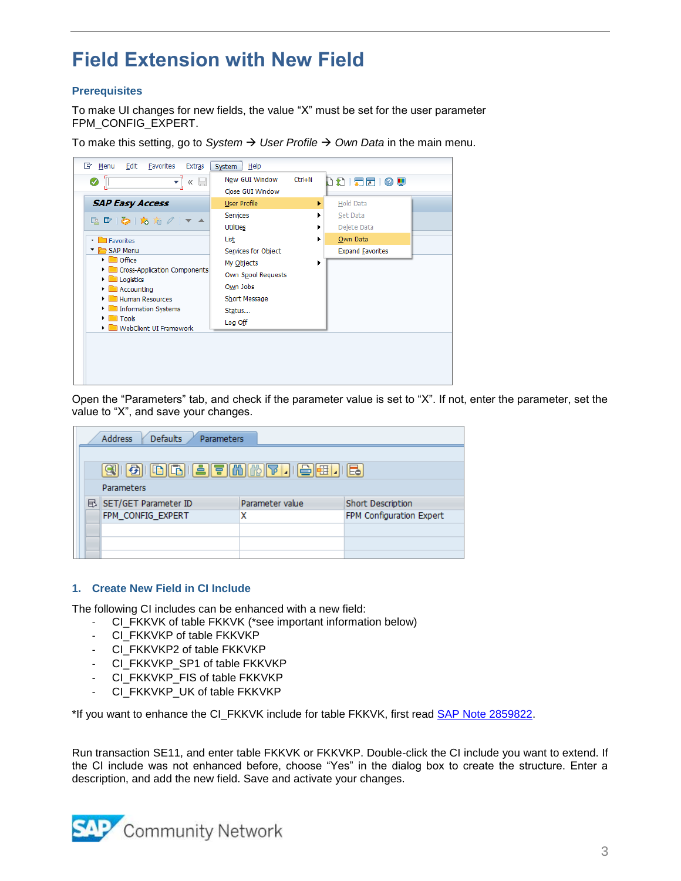# Field Extension with New Field

## Prerequisites

To make UI changes for new fields, the value “X” must be set for the user parameter FPM_CONFIG_EXPERT.

To make this setting, go to *System* → *User Profile* → *Own Data* in the main menu.

Open the “Parameters” tab, and check if the parameter value is set to “X”. If not, enter the parameter, set the value to “X”, and save your changes.

## 1. Create New Field in CI Include

The following CI includes can be enhanced with a new field:

- CI_FKKVK of table FKKVK (*see important information below)
- CI_FKKVKP of table FKKVKP
- CI_FKKVKP2 of table FKKVKP
- CI_FKKVKP_SP1 of table FKKVKP
- CI_FKKVKP_FIS of table FKKVKP
- CI_FKKVKP_UK of table FKKVKP

*If you want to enhance the CI_FKKVK include for table FKKVK, first read SAP Note 2859822.

Run transaction SE11, and enter table FKKVK or FKKVKP. Double-click the CI include you want to extend. If the CI include was not enhanced before, choose “Yes” in the dialog box to create the structure. Enter a description, and add the new field. Save and activate your changes.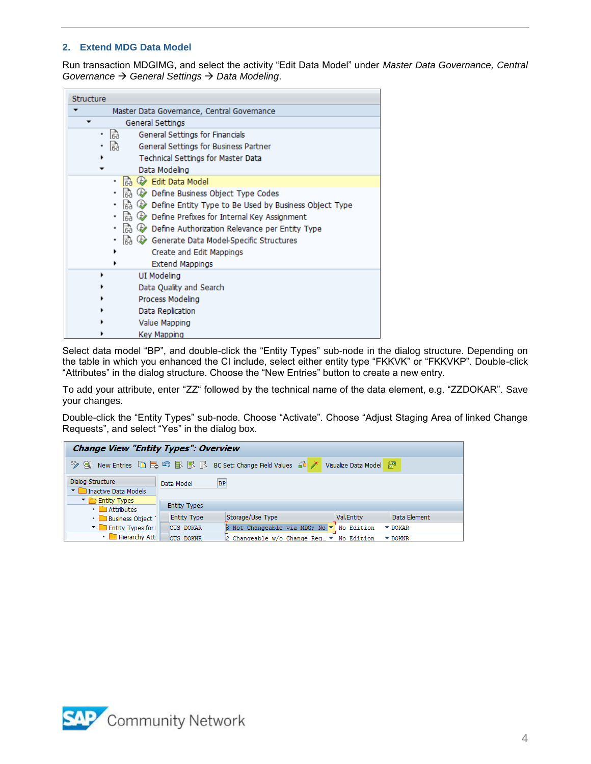## 2. Extend MDG Data Model

Run transaction MDGIMG, and select the activity “Edit Data Model” under *Master Data Governance, Central Governance → General Settings → Data Modeling*.

Select data model “BP”, and double-click the “Entity Types” sub-node in the dialog structure. Depending on the table in which you enhanced the CI include, select either entity type “FKKVK” or “FKKVKP”. Double-click “Attributes” in the dialog structure. Choose the “New Entries” button to create a new entry.

To add your attribute, enter “ZZ“ followed by the technical name of the data element, e.g. “ZZDOKAR”. Save your changes.

Double-click the “Entity Types” sub-node. Choose “Activate”. Choose “Adjust Staging Area of linked Change Requests”, and select “Yes” in the dialog box.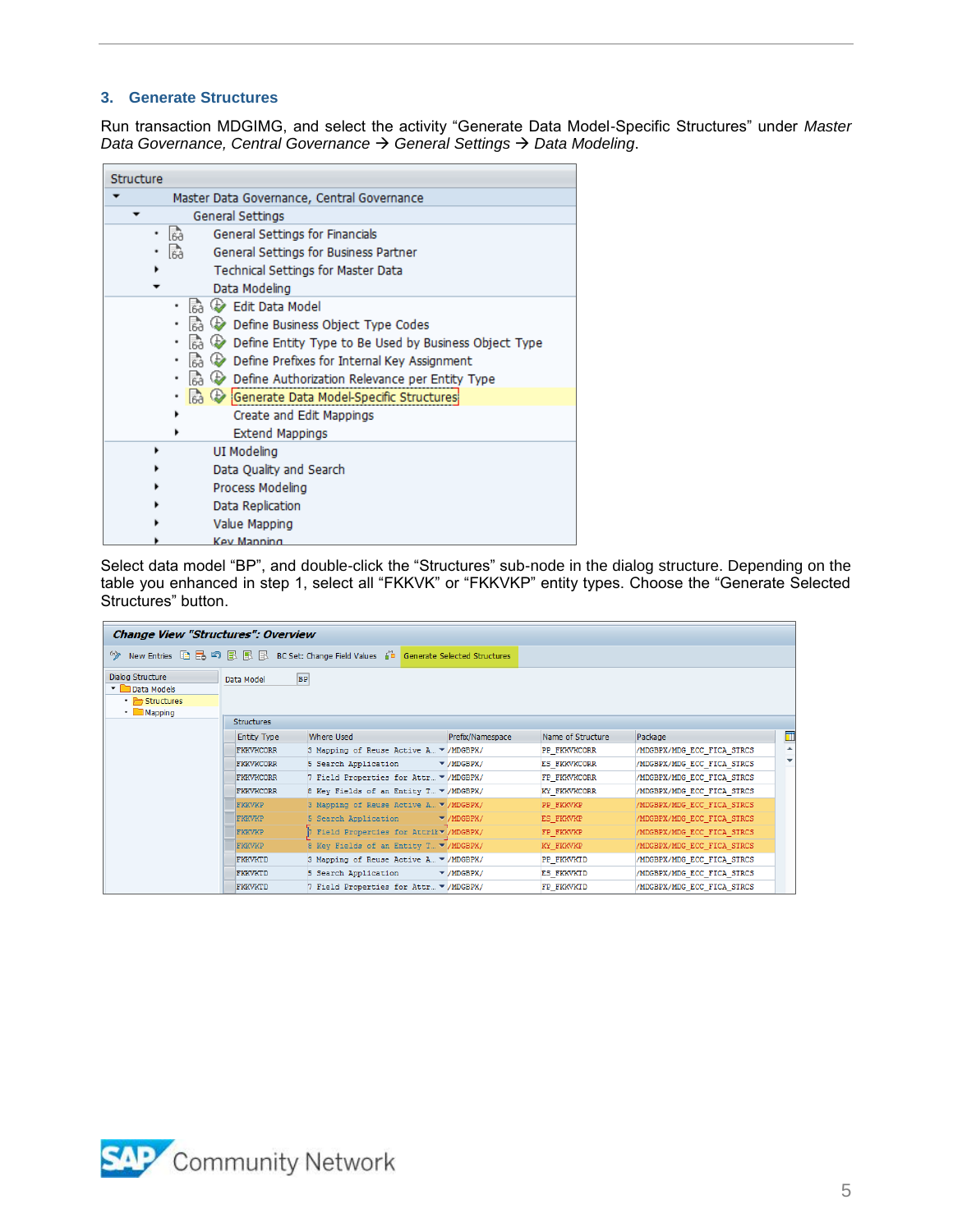### 3. Generate Structures

Run transaction MDGIMG, and select the activity “Generate Data Model-Specific Structures” under *Master Data Governance, Central Governance → General Settings → Data Modeling*.

Select data model “BP”, and double-click the “Structures” sub-node in the dialog structure. Depending on the table you enhanced in step 1, select all “FKKVK” or “FKKVKP” entity types. Choose the “Generate Selected Structures” button.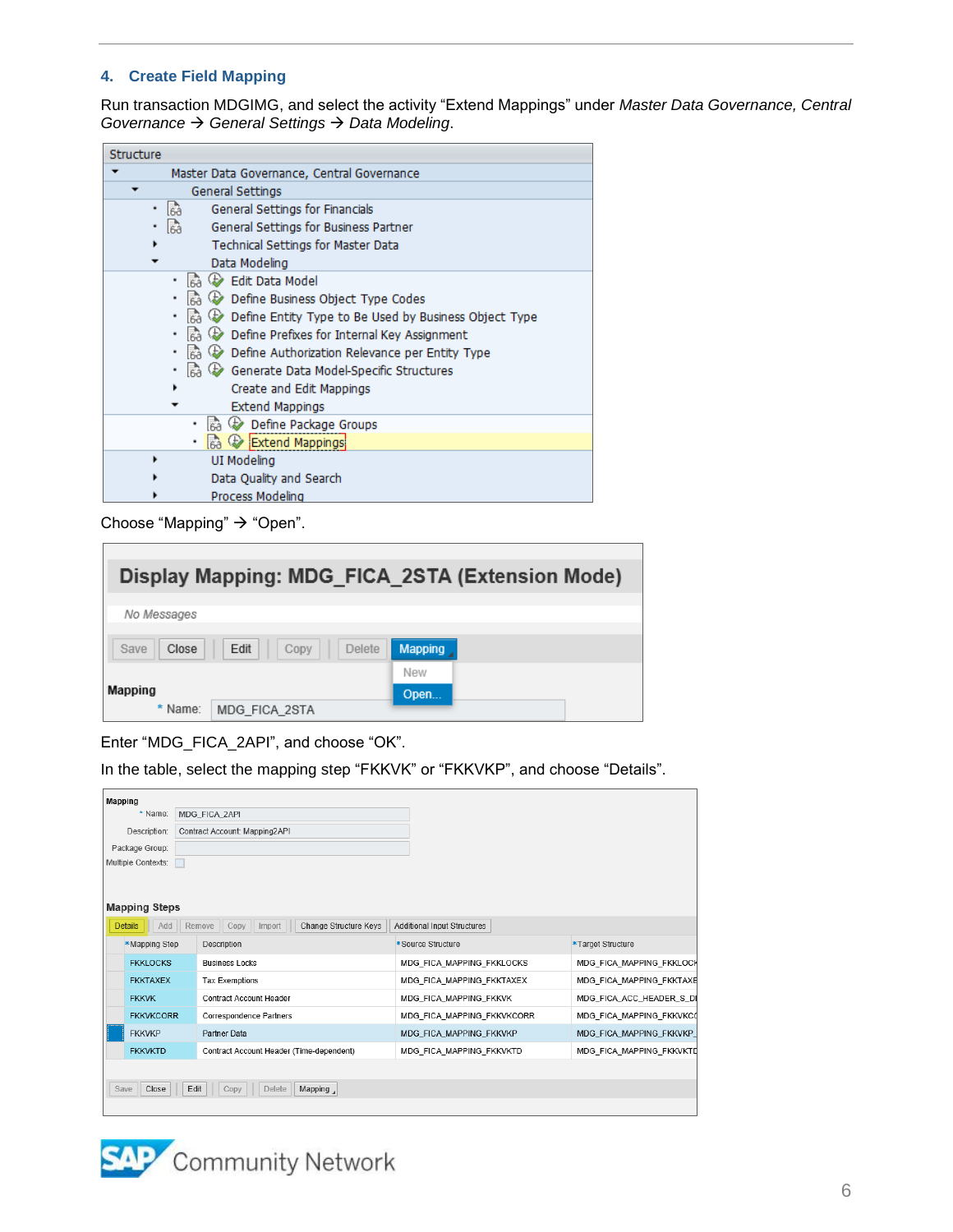## 4. Create Field Mapping

Run transaction MDGIMG, and select the activity “Extend Mappings” under *Master Data Governance, Central Governance → General Settings → Data Modeling*.

Choose “Mapping” → “Open”.

Enter “MDG_FICA_2API”, and choose “OK”.

In the table, select the mapping step “FKKVK” or “FKKVKP”, and choose “Details”.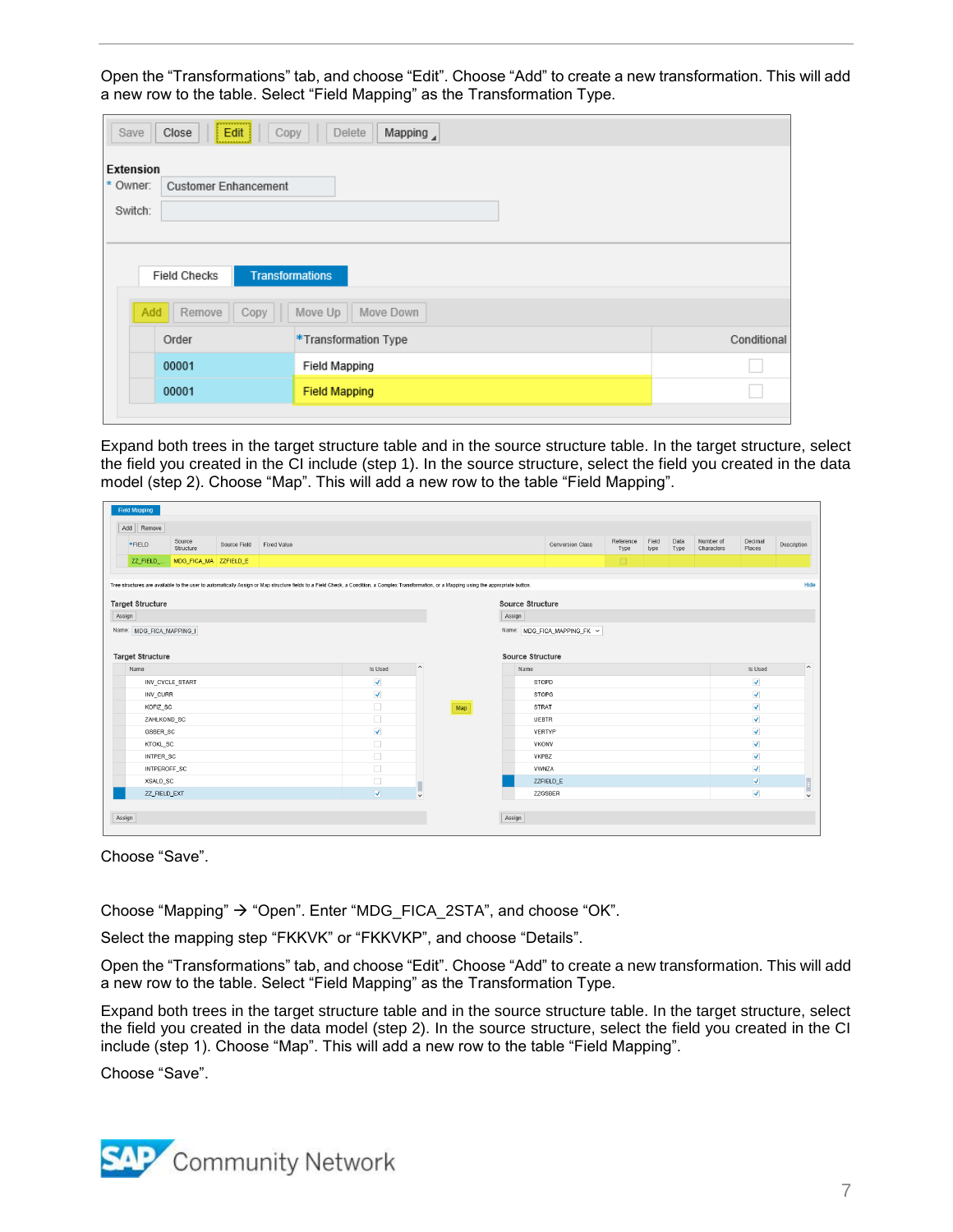Open the “Transformations” tab, and choose “Edit”. Choose “Add” to create a new transformation. This will add a new row to the table. Select “Field Mapping” as the Transformation Type.

Expand both trees in the target structure table and in the source structure table. In the target structure, select the field you created in the CI include (step 1). In the source structure, select the field you created in the data model (step 2). Choose “Map”. This will add a new row to the table “Field Mapping”.

Choose “Save”.

Choose “Mapping” → “Open”. Enter “MDG_FICA_2STA”, and choose “OK”.

Select the mapping step “FKKVK” or “FKKVKP”, and choose “Details”.

Open the “Transformations” tab, and choose “Edit”. Choose “Add” to create a new transformation. This will add a new row to the table. Select “Field Mapping” as the Transformation Type.

Expand both trees in the target structure table and in the source structure table. In the target structure, select the field you created in the data model (step 2). In the source structure, select the field you created in the CI include (step 1). Choose “Map”. This will add a new row to the table “Field Mapping”.

Choose “Save”.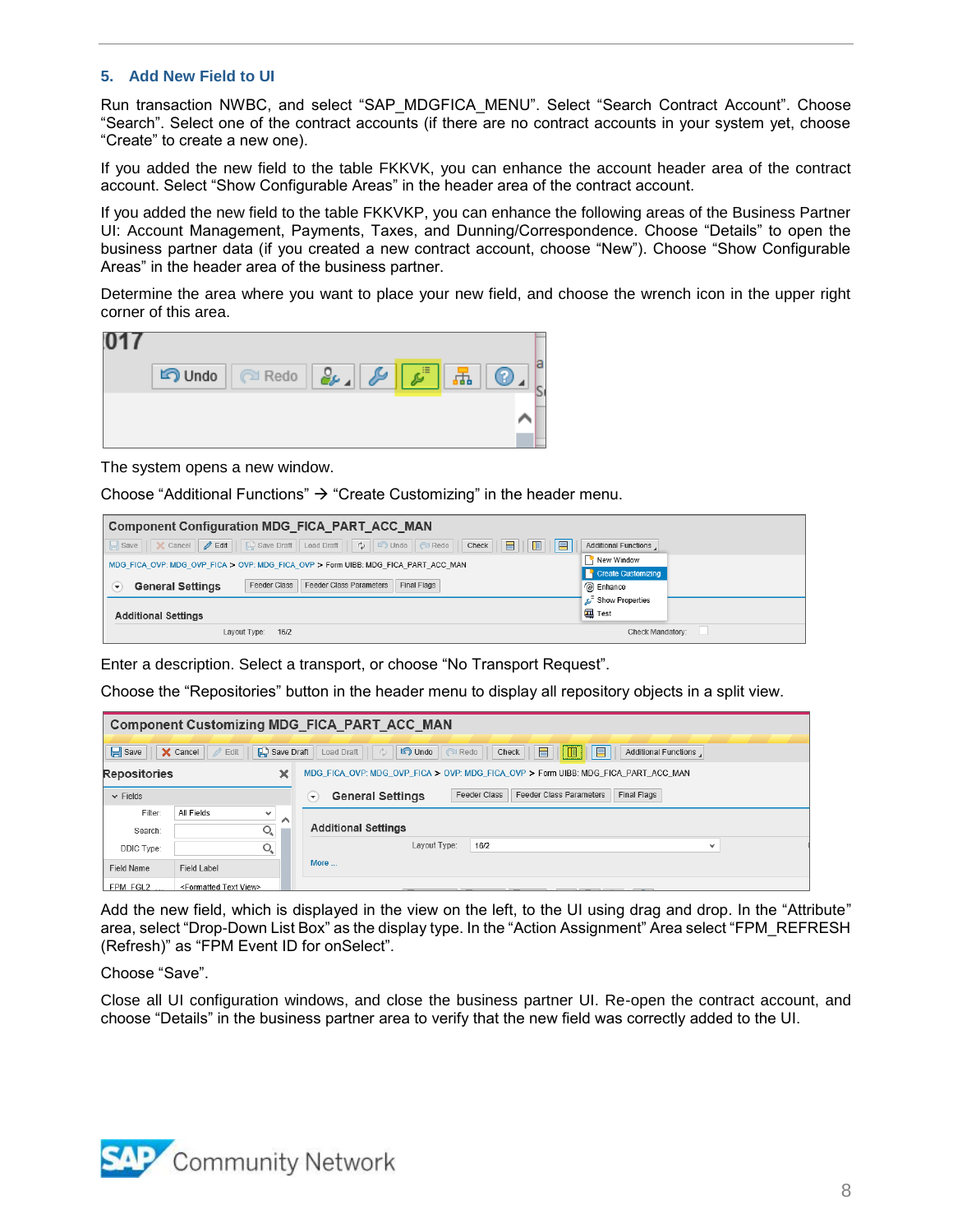## 5. Add New Field to UI

Run transaction NWBC, and select "SAP_MDGFICA_MENU". Select "Search Contract Account". Choose "Search". Select one of the contract accounts (if there are no contract accounts in your system yet, choose "Create" to create a new one).

If you added the new field to the table FKKVK, you can enhance the account header area of the contract account. Select "Show Configurable Areas" in the header area of the contract account.

If you added the new field to the table FKKVKP, you can enhance the following areas of the Business Partner UI: Account Management, Payments, Taxes, and Dunning/Correspondence. Choose "Details" to open the business partner data (if you created a new contract account, choose "New"). Choose "Show Configurable Areas" in the header area of the business partner.

Determine the area where you want to place your new field, and choose the wrench icon in the upper right corner of this area.

The system opens a new window.

Choose "Additional Functions" → "Create Customizing" in the header menu.

Enter a description. Select a transport, or choose "No Transport Request".

Choose the "Repositories" button in the header menu to display all repository objects in a split view.

Add the new field, which is displayed in the view on the left, to the UI using drag and drop. In the "Attribute" area, select "Drop-Down List Box" as the display type. In the "Action Assignment" Area select "FPM_REFRESH (Refresh)" as "FPM Event ID for onSelect".

Choose "Save".

Close all UI configuration windows, and close the business partner UI. Re-open the contract account, and choose "Details" in the business partner area to verify that the new field was correctly added to the UI.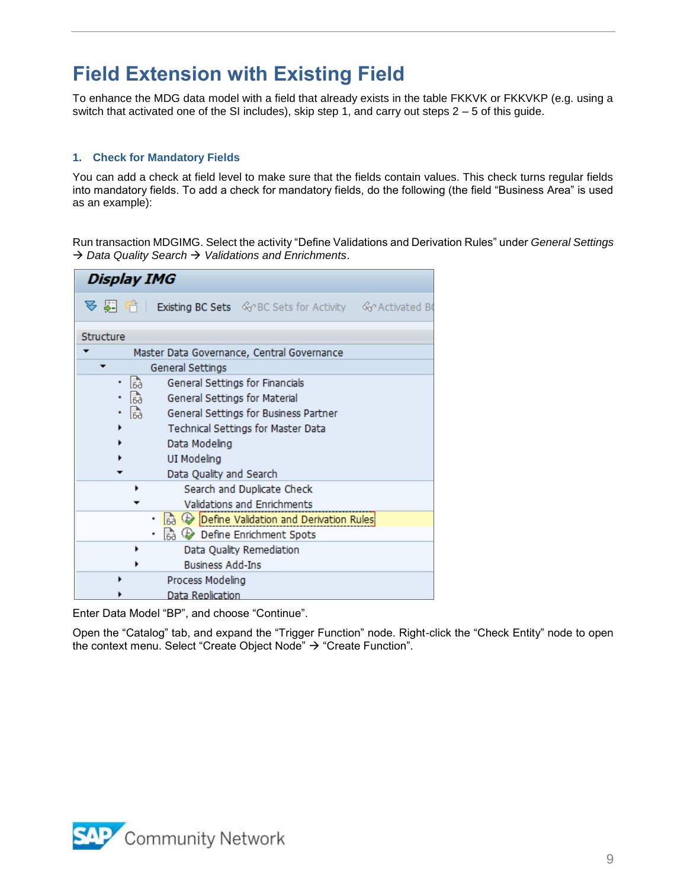# Field Extension with Existing Field

To enhance the MDG data model with a field that already exists in the table FKKVK or FKKVKP (e.g. using a switch that activated one of the SI includes), skip step 1, and carry out steps 2 – 5 of this guide.

### 1. Check for Mandatory Fields

You can add a check at field level to make sure that the fields contain values. This check turns regular fields into mandatory fields. To add a check for mandatory fields, do the following (the field “Business Area” is used as an example):

Run transaction MDGIMG. Select the activity “Define Validations and Derivation Rules” under *General Settings → Data Quality Search → Validations and Enrichments*.

Enter Data Model “BP”, and choose “Continue”.

Open the “Catalog” tab, and expand the “Trigger Function” node. Right-click the “Check Entity” node to open the context menu. Select “Create Object Node” → “Create Function”.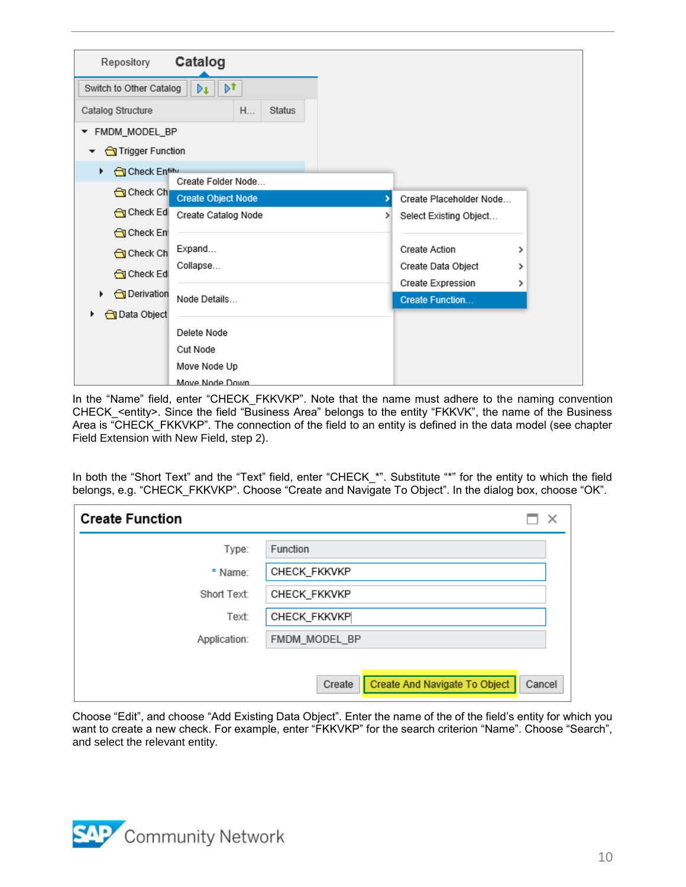In the “Name” field, enter “CHECK_FKKVKP”. Note that the name must adhere to the naming convention CHECK_<entity>. Since the field “Business Area” belongs to the entity “FKKVK”, the name of the Business Area is “CHECK_FKKVKP”. The connection of the field to an entity is defined in the data model (see chapter Field Extension with New Field, step 2).

In both the “Short Text” and the “Text” field, enter “CHECK_*”. Substitute “*” for the entity to which the field belongs, e.g. “CHECK_FKKVKP”. Choose “Create and Navigate To Object”. In the dialog box, choose “OK”.

Choose “Edit”, and choose “Add Existing Data Object”. Enter the name of the of the field’s entity for which you want to create a new check. For example, enter “FKKVKP” for the search criterion “Name”. Choose “Search”, and select the relevant entity.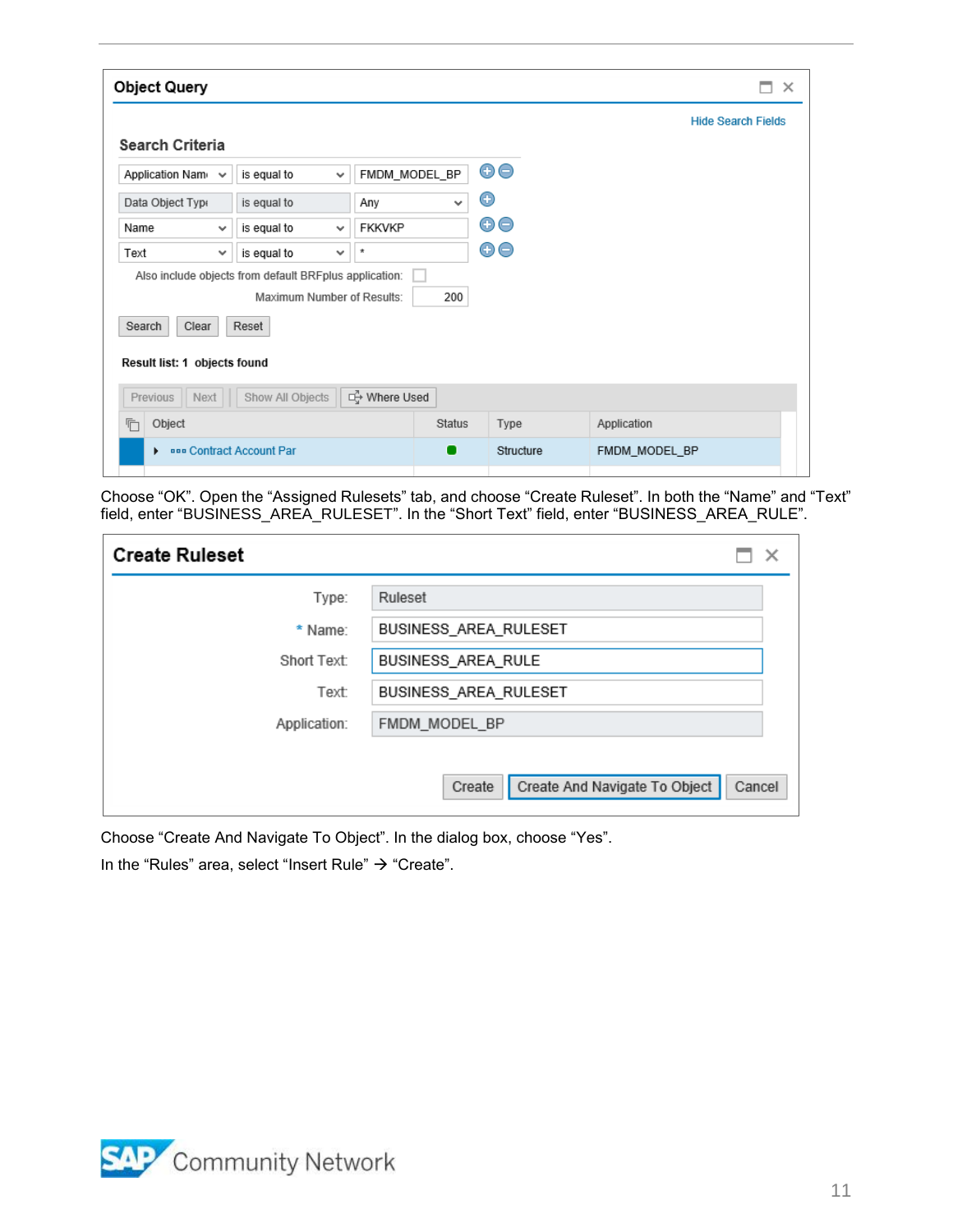Choose “OK”. Open the “Assigned Rulesets” tab, and choose “Create Ruleset”. In both the “Name” and “Text” field, enter “BUSINESS_AREA_RULESET”. In the “Short Text” field, enter “BUSINESS_AREA_RULE”.

Choose “Create And Navigate To Object”. In the dialog box, choose “Yes”.

In the “Rules” area, select “Insert Rule” → “Create”.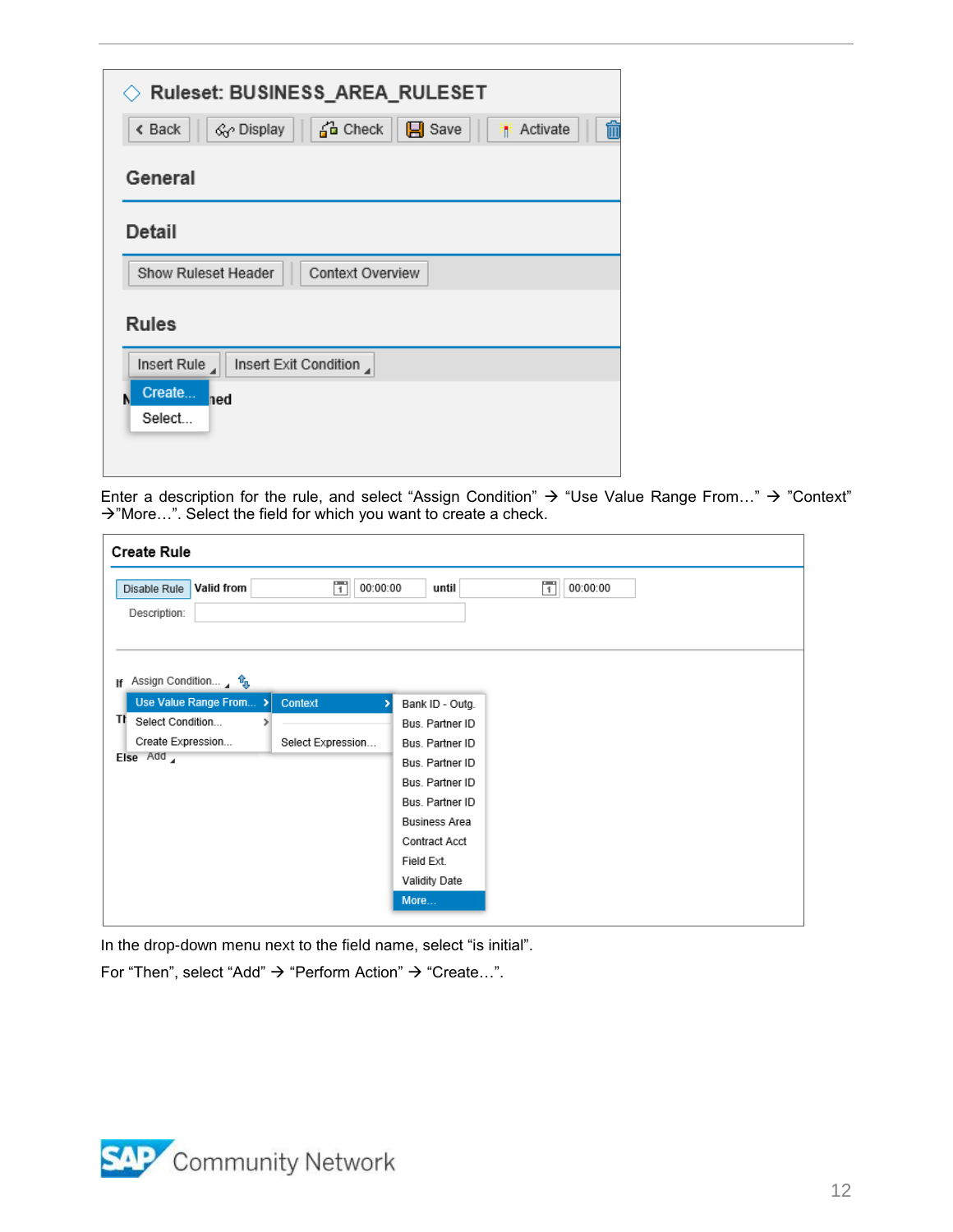Enter a description for the rule, and select “Assign Condition” → “Use Value Range From…” → ”Context” →”More…”. Select the field for which you want to create a check.

In the drop-down menu next to the field name, select “is initial”.

For “Then”, select “Add” → “Perform Action” → “Create…”.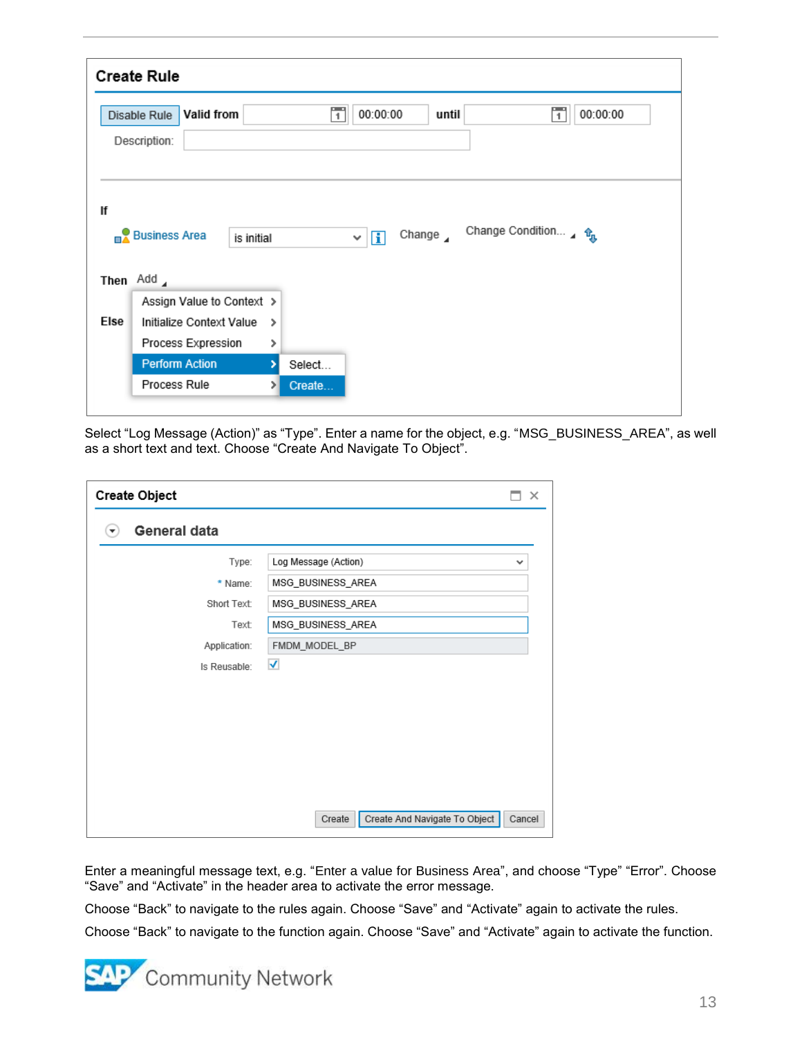Select “Log Message (Action)” as “Type”. Enter a name for the object, e.g. “MSG_BUSINESS_AREA”, as well as a short text and text. Choose “Create And Navigate To Object”.

Enter a meaningful message text, e.g. “Enter a value for Business Area”, and choose “Type” “Error”. Choose “Save” and “Activate” in the header area to activate the error message.

Choose “Back” to navigate to the rules again. Choose “Save” and “Activate” again to activate the rules.

Choose “Back” to navigate to the function again. Choose “Save” and “Activate” again to activate the function.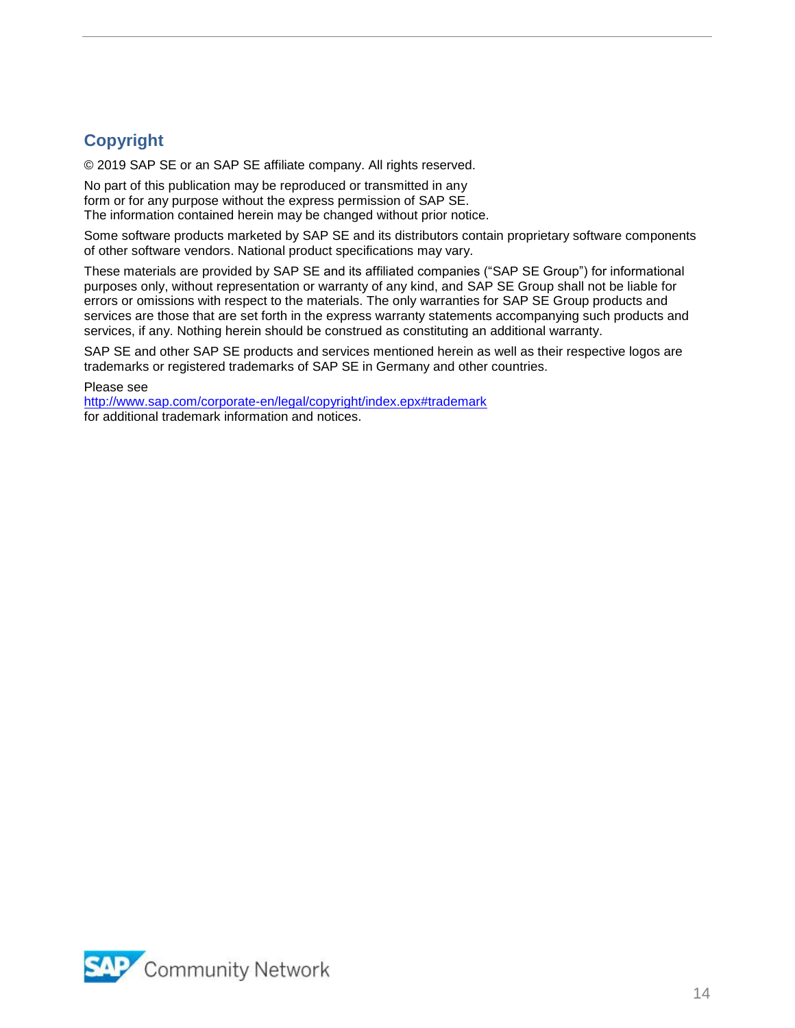## Copyright

© 2019 SAP SE or an SAP SE affiliate company. All rights reserved.

No part of this publication may be reproduced or transmitted in any form or for any purpose without the express permission of SAP SE. The information contained herein may be changed without prior notice.

Some software products marketed by SAP SE and its distributors contain proprietary software components of other software vendors. National product specifications may vary.

These materials are provided by SAP SE and its affiliated companies ("SAP SE Group") for informational purposes only, without representation or warranty of any kind, and SAP SE Group shall not be liable for errors or omissions with respect to the materials. The only warranties for SAP SE Group products and services are those that are set forth in the express warranty statements accompanying such products and services, if any. Nothing herein should be construed as constituting an additional warranty.

SAP SE and other SAP SE products and services mentioned herein as well as their respective logos are trademarks or registered trademarks of SAP SE in Germany and other countries.

Please see
http://www.sap.com/corporate-en/legal/copyright/index.epx#trademark
for additional trademark information and notices.